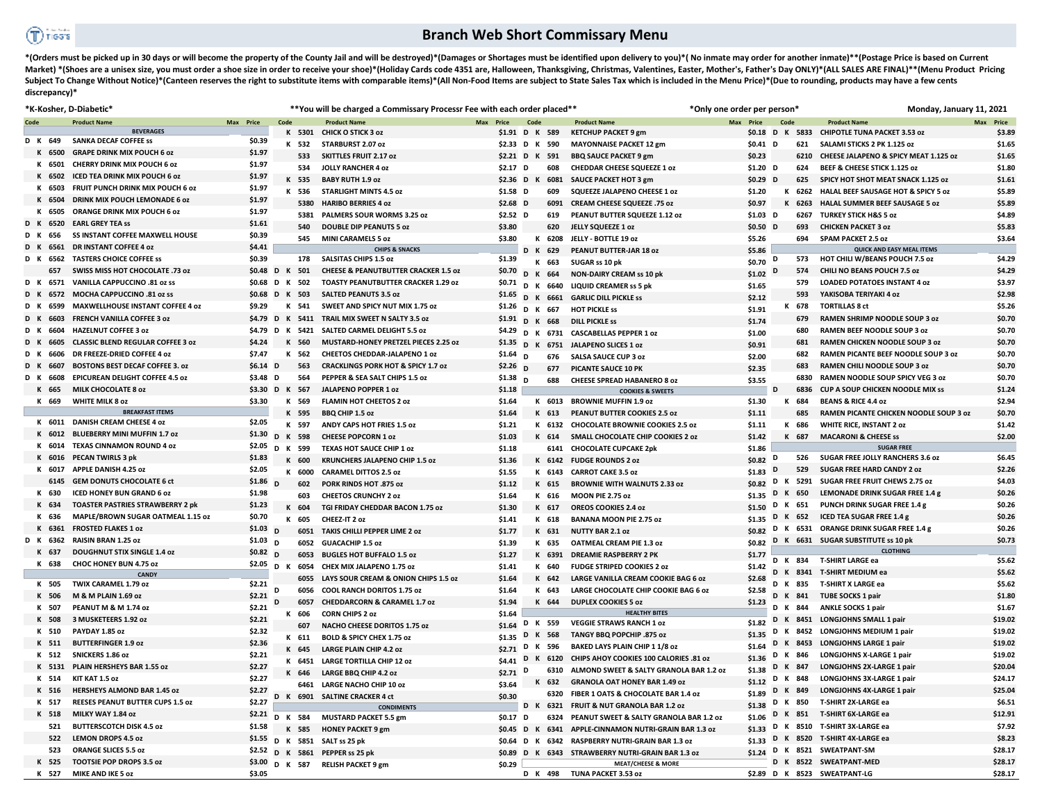# Branch Web Short Commissary Menu

*(Orders must be picked up in 30 days or will become the property of the County Jail and will be destroyed)*(Damages or Shortages must be identified upon delivery to you)*( No inmate may order for another inmate)**(Postage Price is based on Current Market) *(Shoes are a unisex size, you must order a shoe size in order to receive your shoe)*(Holiday Cards code 4351 are, Halloween, Thanksgiving, Christmas, Valentines, Easter, Mother's, Father's Day ONLY)*(ALL SALES ARE FINAL)**(Menu Product Pricing Subject To Change Without Notice)*(Canteen reserves the right to substitute items with comparable items)*(All Non-Food Items are subject to State Sales Tax which is included in the Menu Price)*(Due to rounding, products may have a few cents discrepancy)*

*K-Kosher, D-Diabetic* | **You will be charged a Commissary Processr Fee with each order placed** | *Only one order per person* | Monday, January 11, 2021

| Code | | | Product Name | Max | Price |
|---|---|---|---|---|---|
| | | | **BEVERAGES** | | |
| D | K | 649 | SANKA DECAF COFFEE ss | | $0.39 |
| | K | 6500 | GRAPE DRINK MIX POUCH 6 oz | | $1.97 |
| | K | 6501 | CHERRY DRINK MIX POUCH 6 oz | | $1.97 |
| | K | 6502 | ICED TEA DRINK MIX POUCH 6 oz | | $1.97 |
| | K | 6503 | FRUIT PUNCH DRINK MIX POUCH 6 oz | | $1.97 |
| | K | 6504 | DRINK MIX POUCH LEMONADE 6 oz | | $1.97 |
| | K | 6505 | ORANGE DRINK MIX POUCH 6 oz | | $1.97 |
| D | K | 6520 | EARL GREY TEA ss | | $1.61 |
| D | K | 656 | SS INSTANT COFFEE MAXWELL HOUSE | | $0.39 |
| D | K | 6561 | DR INSTANT COFFEE 4 oz | | $4.41 |
| D | K | 6562 | TASTERS CHOICE COFFEE ss | | $0.39 |
| | | 657 | SWISS MISS HOT CHOCOLATE .73 oz | | $0.48 |
| D | K | 6571 | VANILLA CAPPUCCINO .81 oz ss | | $0.68 |
| D | K | 6572 | MOCHA CAPPUCCINO .81 oz ss | | $0.68 |
| D | K | 6599 | MAXWELLHOUSE INSTANT COFFEE 4 oz | | $9.29 |
| D | K | 6603 | FRENCH VANILLA COFFEE 3 oz | | $4.79 |
| D | K | 6604 | HAZELNUT COFFEE 3 oz | | $4.79 |
| D | K | 6605 | CLASSIC BLEND REGULAR COFFEE 3 oz | | $4.24 |
| D | K | 6606 | DR FREEZE-DRIED COFFEE 4 oz | | $7.47 |
| D | K | 6607 | BOSTONS BEST DECAF COFFEE 3. oz | | $6.14 |
| D | K | 6608 | EPICUREAN DELIGHT COFFEE 4.5 oz | | $3.48 |
| | K | 665 | MILK CHOCOLATE 8 oz | | $3.30 |
| | K | 669 | WHITE MILK 8 oz | | $3.30 |
| | | | **BREAKFAST ITEMS** | | |
| | K | 6011 | DANISH CREAM CHEESE 4 oz | | $2.05 |
| | K | 6012 | BLUEBERRY MINI MUFFIN 1.7 oz | | $1.30 |
| | K | 6014 | TEXAS CINNAMON ROUND 4 oz | | $2.05 |
| | K | 6016 | PECAN TWIRLS 3 pk | | $1.83 |
| | K | 6017 | APPLE DANISH 4.25 oz | | $2.05 |
| | | 6145 | GEM DONUTS CHOCOLATE 6 ct | | $1.86 |
| | K | 630 | ICED HONEY BUN GRAND 6 oz | | $1.98 |
| | K | 634 | TOASTER PASTRIES STRAWBERRY 2 pk | | $1.23 |
| | K | 636 | MAPLE/BROWN SUGAR OATMEAL 1.15 oz | | $0.70 |
| | K | 6361 | FROSTED FLAKES 1 oz | | $1.03 |
| D | K | 6362 | RAISIN BRAN 1.25 oz | | $1.03 |
| | K | 637 | DOUGHNUT STIX SINGLE 1.4 oz | | $0.82 |
| | K | 638 | CHOC HONEY BUN 4.75 oz | | $2.05 |
| | | | **CANDY** | | |
| | K | 505 | TWIX CARAMEL 1.79 oz | | $2.21 |
| | K | 506 | M & M PLAIN 1.69 oz | | $2.21 |
| | K | 507 | PEANUT M & M 1.74 oz | | $2.21 |
| | K | 508 | 3 MUSKETEERS 1.92 oz | | $2.21 |
| | K | 510 | PAYDAY 1.85 oz | | $2.32 |
| | K | 511 | BUTTERFINGER 1.9 oz | | $2.36 |
| | K | 512 | SNICKERS 1.86 oz | | $2.21 |
| | K | 5131 | PLAIN HERSHEYS BAR 1.55 oz | | $2.27 |
| | K | 514 | KIT KAT 1.5 oz | | $2.27 |
| | K | 516 | HERSHEYS ALMOND BAR 1.45 oz | | $2.27 |
| | K | 517 | REESES PEANUT BUTTER CUPS 1.5 oz | | $2.27 |
| | K | 518 | MILKY WAY 1.84 oz | | $2.21 |
| | | 521 | BUTTERSCOTCH DISK 4.5 oz | | $1.58 |
| | | 522 | LEMON DROPS 4.5 oz | | $1.55 |
| | | 523 | ORANGE SLICES 5.5 oz | | $2.52 |
| | K | 525 | TOOTSIE POP DROPS 3.5 oz | | $3.00 |
| | K | 527 | MIKE AND IKE 5 oz | | $3.05 |
| | K | 5301 | CHICK O STICK 3 oz | | $1.91 |
| | K | 532 | STARBURST 2.07 oz | | $2.33 |
| | | 533 | SKITTLES FRUIT 2.17 oz | | $2.21 |
| | | 534 | JOLLY RANCHER 4 oz | | $2.17 |
| | K | 535 | BABY RUTH 1.9 oz | | $2.36 |
| | K | 536 | STARLIGHT MINTS 4.5 oz | | $1.58 |
| | | 5380 | HARIBO BERRIES 4 oz | | $2.68 |
| | | 5381 | PALMERS SOUR WORMS 3.25 oz | | $2.52 |
| | | 540 | DOUBLE DIP PEANUTS 5 oz | | $3.80 |
| | | 545 | MINI CARAMELS 5 oz | | $3.80 |
| | | | **CHIPS & SNACKS** | | |
| | | 178 | SALSITAS CHIPS 1.5 oz | | $1.39 |
| D | K | 501 | CHEESE & PEANUTBUTTER CRACKER 1.5 oz | | $0.70 |
| D | K | 502 | TOASTY PEANUTBUTTER CRACKER 1.29 oz | | $0.71 |
| D | K | 503 | SALTED PEANUTS 3.5 oz | | $1.65 |
| | K | 541 | SWEET AND SPICY NUT MIX 1.75 oz | | $1.26 |
| D | K | 5411 | TRAIL MIX SWEET N SALTY 3.5 oz | | $1.91 |
| D | K | 5421 | SALTED CARMEL DELIGHT 5.5 oz | | $4.29 |
| | K | 560 | MUSTARD-HONEY PRETZEL PIECES 2.25 oz | | $1.35 |
| | K | 562 | CHEETOS CHEDDAR-JALAPENO 1 oz | | $1.64 |
| D | | 563 | CRACKLINGS PORK HOT & SPICY 1.7 oz | | $2.26 |
| D | | 564 | PEPPER & SEA SALT CHIPS 1.5 oz | | $1.38 |
| D | K | 567 | JALAPENO POPPER 1 oz | | $1.18 |
| | K | 569 | FLAMIN HOT CHEETOS 2 oz | | $1.64 |
| | K | 595 | BBQ CHIP 1.5 oz | | $1.64 |
| | K | 597 | ANDY CAPS HOT FRIES 1.5 oz | | $1.21 |
| D | K | 598 | CHEESE POPCORN 1 oz | | $1.03 |
| D | K | 599 | TEXAS HOT SAUCE CHIP 1 oz | | $1.18 |
| | K | 600 | KRUNCHERS JALAPENO CHIP 1.5 oz | | $1.36 |
| | K | 6000 | CARAMEL DITTOS 2.5 oz | | $1.55 |
| D | | 602 | PORK RINDS HOT .875 oz | | $1.12 |
| | | 603 | CHEETOS CRUNCHY 2 oz | | $1.64 |
| | K | 604 | TGI FRIDAY CHEDDAR BACON 1.75 oz | | $1.30 |
| | K | 605 | CHEEZ-IT 2 oz | | $1.41 |
| D | | 6051 | TAKIS CHILLI PEPPER LIME 2 oz | | $1.77 |
| D | | 6052 | GUACACHIP 1.5 oz | | $1.39 |
| D | | 6053 | BUGLES HOT BUFFALO 1.5 oz | | $1.27 |
| D | K | 6054 | CHEX MIX JALAPENO 1.75 oz | | $1.41 |
| | | 6055 | LAYS SOUR CREAM & ONION CHIPS 1.5 oz | | $1.64 |
| D | | 6056 | COOL RANCH DORITOS 1.75 oz | | $1.64 |
| D | | 6057 | CHEDDARCORN & CARAMEL 1.7 oz | | $1.94 |
| | K | 606 | CORN CHIPS 2 oz | | $1.64 |
| | | 607 | NACHO CHEESE DORITOS 1.75 oz | | $1.64 |
| | K | 611 | BOLD & SPICY CHEX 1.75 oz | | $1.35 |
| | K | 645 | LARGE PLAIN CHIP 4.2 oz | | $2.71 |
| | K | 6451 | LARGE TORTILLA CHIP 12 oz | | $4.41 |
| | K | 646 | LARGE BBQ CHIP 4.2 oz | | $2.71 |
| | | 6461 | LARGE NACHO CHIP 10 oz | | $3.64 |
| D | K | 6901 | SALTINE CRACKER 4 ct | | $0.30 |
| | | | **CONDIMENTS** | | |
| D | K | 584 | MUSTARD PACKET 5.5 gm | | $0.17 |
| | K | 585 | HONEY PACKET 9 gm | | $0.45 |
| D | K | 5851 | SALT ss 25 pk | | $0.64 |
| D | K | 5861 | PEPPER ss 25 pk | | $0.89 |
| D | K | 587 | RELISH PACKET 9 gm | | $0.29 |
| D | K | 589 | KETCHUP PACKET 9 gm | | $0.18 |
| D | K | 590 | MAYONNAISE PACKET 12 gm | | $0.41 |
| D | K | 591 | BBQ SAUCE PACKET 9 gm | | $0.23 |
| D | | 608 | CHEDDAR CHEESE SQUEEZE 1 oz | | $1.20 |
| D | K | 6081 | SAUCE PACKET HOT 3 gm | | $0.29 |
| D | | 609 | SQUEEZE JALAPENO CHEESE 1 oz | | $1.20 |
| D | | 6091 | CREAM CHEESE SQUEEZE .75 oz | | $0.97 |
| D | | 619 | PEANUT BUTTER SQUEEZE 1.12 oz | | $1.03 |
| D | | 620 | JELLY SQUEEZE 1 oz | | $0.50 |
| | K | 6208 | JELLY - BOTTLE 19 oz | | $5.26 |
| D | K | 629 | PEANUT BUTTER-JAR 18 oz | | $5.86 |
| | K | 663 | SUGAR ss 10 pk | | $0.70 |
| D | K | 664 | NON-DAIRY CREAM ss 10 pk | | $1.02 |
| D | K | 6640 | LIQUID CREAMER ss 5 pk | | $1.65 |
| D | K | 6661 | GARLIC DILL PICKLE ss | | $2.12 |
| D | K | 667 | HOT PICKLE ss | | $1.91 |
| D | K | 668 | DILL PICKLE ss | | $1.74 |
| D | K | 6731 | CASCABELLAS PEPPER 1 oz | | $1.00 |
| D | K | 6751 | JALAPENO SLICES 1 oz | | $0.91 |
| D | | 676 | SALSA SAUCE CUP 3 oz | | $2.00 |
| D | | 677 | PICANTE SAUCE 10 PK | | $2.35 |
| D | | 688 | CHEESE SPREAD HABANERO 8 oz | | $3.55 |
| | | | **COOKIES & SWEETS** | | |
| | K | 6013 | BROWNIE MUFFIN 1.9 oz | | $1.30 |
| | K | 613 | PEANUT BUTTER COOKIES 2.5 oz | | $1.11 |
| | K | 6132 | CHOCOLATE BROWNIE COOKIES 2.5 oz | | $1.11 |
| | K | 614 | SMALL CHOCOLATE CHIP COOKIES 2 oz | | $1.42 |
| | | 6141 | CHOCOLATE CUPCAKE 2pk | | $1.86 |
| | K | 6142 | FUDGE ROUNDS 2 oz | | $0.82 |
| | K | 6143 | CARROT CAKE 3.5 oz | | $1.83 |
| | K | 615 | BROWNIE WITH WALNUTS 2.33 oz | | $0.82 |
| | K | 616 | MOON PIE 2.75 oz | | $1.35 |
| | K | 617 | OREOS COOKIES 2.4 oz | | $1.50 |
| | K | 618 | BANANA MOON PIE 2.75 oz | | $1.35 |
| | K | 631 | NUTTY BAR 2.1 oz | | $0.82 |
| | K | 635 | OATMEAL CREAM PIE 1.3 oz | | $0.82 |
| | K | 6391 | DREAMIE RASPBERRY 2 PK | | $1.77 |
| | K | 640 | FUDGE STRIPED COOKIES 2 oz | | $1.42 |
| | K | 642 | LARGE VANILLA CREAM COOKIE BAG 6 oz | | $2.68 |
| | K | 643 | LARGE CHOCOLATE CHIP COOKIE BAG 6 oz | | $2.58 |
| | K | 644 | DUPLEX COOKIES 5 oz | | $1.23 |
| | | | **HEALTHY BITES** | | |
| D | K | 559 | VEGGIE STRAWS RANCH 1 oz | | $1.82 |
| D | K | 568 | TANGY BBQ POPCHIP .875 oz | | $1.35 |
| D | K | 596 | BAKED LAYS PLAIN CHIP 1 1/8 oz | | $1.64 |
| D | K | 6120 | CHIPS AHOY COOKIES 100 CALORIES .81 oz | | $1.36 |
| D | | 6310 | ALMOND SWEET & SALTY GRANOLA BAR 1.2 oz | | $1.38 |
| | K | 632 | GRANOLA OAT HONEY BAR 1.49 oz | | $1.12 |
| | | 6320 | FIBER 1 OATS & CHOCOLATE BAR 1.4 oz | | $1.89 |
| D | K | 6321 | FRUIT & NUT GRANOLA BAR 1.2 oz | | $1.38 |
| D | | 6324 | PEANUT SWEET & SALTY GRANOLA BAR 1.2 oz | | $1.06 |
| D | K | 6341 | APPLE-CINNAMON NUTRI-GRAIN BAR 1.3 oz | | $1.33 |
| D | K | 6342 | RASPBERRY NUTRI-GRAIN BAR 1.3 oz | | $1.33 |
| D | K | 6343 | STRAWBERRY NUTRI-GRAIN BAR 1.3 oz | | $1.24 |
| | | | **MEAT/CHEESE & MORE** | | |
| D | K | 498 | TUNA PACKET 3.53 oz | | $2.89 |
| D | K | 5833 | CHIPOTLE TUNA PACKET 3.53 oz | | $3.89 |
| D | | 621 | SALAMI STICKS 2 PK 1.125 oz | | $1.65 |
| | | 6210 | CHEESE JALAPENO & SPICY MEAT 1.125 oz | | $1.65 |
| D | | 624 | BEEF & CHEESE STICK 1.125 oz | | $1.80 |
| D | | 625 | SPICY HOT SHOT MEAT SNACK 1.125 oz | | $1.61 |
| | K | 6262 | HALAL BEEF SAUSAGE HOT & SPICY 5 oz | | $5.89 |
| | K | 6263 | HALAL SUMMER BEEF SAUSAGE 5 oz | | $5.89 |
| D | | 6267 | TURKEY STICK H&S 5 oz | | $4.89 |
| D | | 693 | CHICKEN PACKET 3 oz | | $5.83 |
| | | 694 | SPAM PACKET 2.5 oz | | $3.64 |
| | | | **QUICK AND EASY MEAL ITEMS** | | |
| D | | 573 | HOT CHILI W/BEANS POUCH 7.5 oz | | $4.29 |
| D | | 574 | CHILI NO BEANS POUCH 7.5 oz | | $4.29 |
| | | 579 | LOADED POTATOES INSTANT 4 oz | | $3.97 |
| | | 593 | YAKISOBA TERIYAKI 4 oz | | $2.98 |
| | K | 678 | TORTILLAS 8 ct | | $5.26 |
| | | 679 | RAMEN SHRIMP NOODLE SOUP 3 oz | | $0.70 |
| | | 680 | RAMEN BEEF NOODLE SOUP 3 oz | | $0.70 |
| | | 681 | RAMEN CHICKEN NOODLE SOUP 3 oz | | $0.70 |
| | | 682 | RAMEN PICANTE BEEF NOODLE SOUP 3 oz | | $0.70 |
| | | 683 | RAMEN CHILI NOODLE SOUP 3 oz | | $0.70 |
| | | 6830 | RAMEN NOODLE SOUP SPICY VEG 3 oz | | $0.70 |
| D | | 6836 | CUP A SOUP CHICKEN NOODLE MIX ss | | $1.24 |
| | K | 684 | BEANS & RICE 4.4 oz | | $2.94 |
| | | 685 | RAMEN PICANTE CHICKEN NOODLE SOUP 3 oz | | $0.70 |
| | K | 686 | WHITE RICE, INSTANT 2 oz | | $1.42 |
| | K | 687 | MACARONI & CHEESE ss | | $2.00 |
| | | | **SUGAR FREE** | | |
| D | | 526 | SUGAR FREE JOLLY RANCHERS 3.6 oz | | $6.45 |
| D | | 529 | SUGAR FREE HARD CANDY 2 oz | | $2.26 |
| D | K | 5291 | SUGAR FREE FRUIT CHEWS 2.75 oz | | $4.03 |
| D | K | 650 | LEMONADE DRINK SUGAR FREE 1.4 g | | $0.26 |
| D | K | 651 | PUNCH DRINK SUGAR FREE 1.4 g | | $0.26 |
| D | K | 652 | ICED TEA SUGAR FREE 1.4 g | | $0.26 |
| D | K | 6531 | ORANGE DRINK SUGAR FREE 1.4 g | | $0.26 |
| D | K | 6631 | SUGAR SUBSTITUTE ss 10 pk | | $0.73 |
| | | | **CLOTHING** | | |
| D | K | 834 | T-SHIRT LARGE ea | | $5.62 |
| D | K | 8341 | T-SHIRT MEDIUM ea | | $5.62 |
| D | K | 835 | T-SHIRT X LARGE ea | | $5.62 |
| D | K | 841 | TUBE SOCKS 1 pair | | $1.80 |
| D | K | 844 | ANKLE SOCKS 1 pair | | $1.67 |
| D | K | 8451 | LONGJOHNS SMALL 1 pair | | $19.02 |
| D | K | 8452 | LONGJOHNS MEDIUM 1 pair | | $19.02 |
| D | K | 8453 | LONGJOHNS LARGE 1 pair | | $19.02 |
| D | K | 846 | LONGJOHNS X-LARGE 1 pair | | $19.02 |
| D | K | 847 | LONGJOHNS 2X-LARGE 1 pair | | $20.04 |
| D | K | 848 | LONGJOHNS 3X-LARGE 1 pair | | $24.17 |
| D | K | 849 | LONGJOHNS 4X-LARGE 1 pair | | $25.04 |
| D | K | 850 | T-SHIRT 2X-LARGE ea | | $6.51 |
| D | K | 851 | T-SHIRT 6X-LARGE ea | | $12.91 |
| D | K | 8510 | T-SHIRT 3X-LARGE ea | | $7.92 |
| D | K | 8520 | T-SHIRT 4X-LARGE ea | | $8.23 |
| D | K | 8521 | SWEATPANT-SM | | $28.17 |
| D | K | 8522 | SWEATPANT-MED | | $28.17 |
| D | K | 8523 | SWEATPANT-LG | | $28.17 |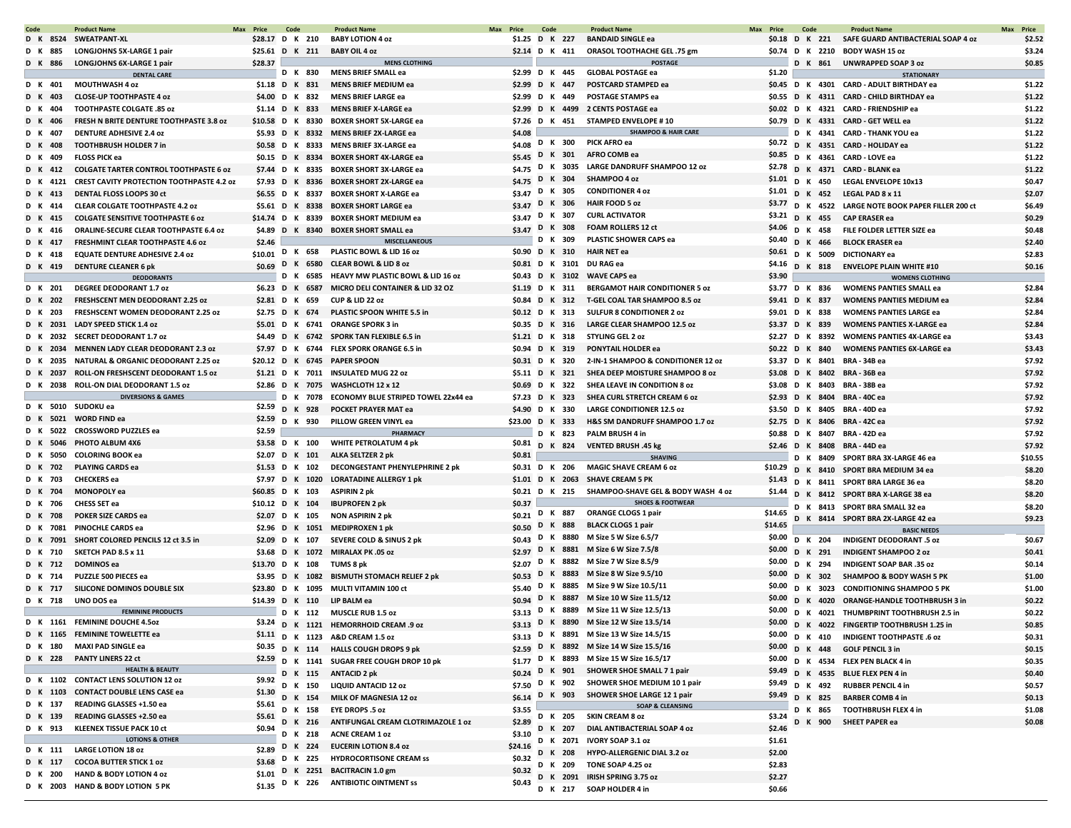| Code | Product Name | Max Price |
|---|---|---|
| D K 8524 | SWEATPANT-XL | $28.17 |
| D K 885 | LONGJOHNS 5X-LARGE 1 pair | $25.61 |
| D K 886 | LONGJOHNS 6X-LARGE 1 pair | $28.37 |
| | **DENTAL CARE** | |
| D K 401 | MOUTHWASH 4 oz | $1.18 |
| D K 403 | CLOSE-UP TOOTHPASTE 4 oz | $4.00 |
| D K 404 | TOOTHPASTE COLGATE .85 oz | $1.14 |
| D K 406 | FRESH N BRITE DENTURE TOOTHPASTE 3.8 oz | $10.58 |
| D K 407 | DENTURE ADHESIVE 2.4 oz | $5.93 |
| D K 408 | TOOTHBRUSH HOLDER 7 in | $0.58 |
| D K 409 | FLOSS PICK ea | $0.15 |
| D K 412 | COLGATE TARTER CONTROL TOOTHPASTE 6 oz | $7.44 |
| D K 4121 | CREST CAVITY PROTECTION TOOTHPASTE 4.2 oz | $7.93 |
| D K 413 | DENTAL FLOSS LOOPS 30 ct | $6.55 |
| D K 414 | CLEAR COLGATE TOOTHPASTE 4.2 oz | $5.61 |
| D K 415 | COLGATE SENSITIVE TOOTHPASTE 6 oz | $14.74 |
| D K 416 | ORALINE-SECURE CLEAR TOOTHPASTE 6.4 oz | $4.89 |
| D K 417 | FRESHMINT CLEAR TOOTHPASTE 4.6 oz | $2.46 |
| D K 418 | EQUATE DENTURE ADHESIVE 2.4 oz | $10.01 |
| D K 419 | DENTURE CLEANER 6 pk | $0.69 |
| | **DEODORANTS** | |
| D K 201 | DEGREE DEODORANT 1.7 oz | $6.23 |
| D K 202 | FRESHSCENT MEN DEODORANT 2.25 oz | $2.81 |
| D K 203 | FRESHSCENT WOMEN DEODORANT 2.25 oz | $2.75 |
| D K 2031 | LADY SPEED STICK 1.4 oz | $5.01 |
| D K 2032 | SECRET DEODORANT 1.7 oz | $4.49 |
| D K 2034 | MENNEN LADY CLEAR DEODORANT 2.3 oz | $7.97 |
| D K 2035 | NATURAL & ORGANIC DEODORANT 2.25 oz | $20.12 |
| D K 2037 | ROLL-ON FRESHSCENT DEODORANT 1.5 oz | $1.21 |
| D K 2038 | ROLL-ON DIAL DEODORANT 1.5 oz | $2.86 |
| | **DIVERSIONS & GAMES** | |
| D K 5010 | SUDOKU ea | $2.59 |
| D K 5021 | WORD FIND ea | $2.59 |
| D K 5022 | CROSSWORD PUZZLES ea | $2.59 |
| D K 5046 | PHOTO ALBUM 4X6 | $3.58 |
| D K 5050 | COLORING BOOK ea | $2.07 |
| D K 702 | PLAYING CARDS ea | $1.53 |
| D K 703 | CHECKERS ea | $7.97 |
| D K 704 | MONOPOLY ea | $60.85 |
| D K 706 | CHESS SET ea | $10.12 |
| D K 708 | POKER SIZE CARDS ea | $2.07 |
| D K 7081 | PINOCHLE CARDS ea | $2.96 |
| D K 7091 | SHORT COLORED PENCILS 12 ct 3.5 in | $2.09 |
| D K 710 | SKETCH PAD 8.5 x 11 | $3.68 |
| D K 712 | DOMINOS ea | $13.70 |
| D K 714 | PUZZLE 500 PIECES ea | $3.95 |
| D K 717 | SILICONE DOMINOS DOUBLE SIX | $23.80 |
| D K 718 | UNO DOS ea | $14.39 |
| | **FEMININE PRODUCTS** | |
| D K 1161 | FEMININE DOUCHE 4.5oz | $3.24 |
| D K 1165 | FEMININE TOWELETTE ea | $1.11 |
| D K 180 | MAXI PAD SINGLE ea | $0.35 |
| D K 228 | PANTY LINERS 22 ct | $2.59 |
| | **HEALTH & BEAUTY** | |
| D K 1102 | CONTACT LENS SOLUTION 12 oz | $9.92 |
| D K 1103 | CONTACT DOUBLE LENS CASE ea | $1.30 |
| D K 137 | READING GLASSES +1.50 ea | $5.61 |
| D K 139 | READING GLASSES +2.50 ea | $5.61 |
| D K 913 | KLEENEX TISSUE PACK 10 ct | $0.94 |
| | **LOTIONS & OTHER** | |
| D K 111 | LARGE LOTION 18 oz | $2.89 |
| D K 117 | COCOA BUTTER STICK 1 oz | $3.68 |
| D K 200 | HAND & BODY LOTION 4 oz | $1.01 |
| D K 2003 | HAND & BODY LOTION 5 PK | $1.35 |
| D K 210 | BABY LOTION 4 oz | $1.25 |
| D K 211 | BABY OIL 4 oz | $2.14 |
| | **MENS CLOTHING** | |
| D K 830 | MENS BRIEF SMALL ea | $2.99 |
| D K 831 | MENS BRIEF MEDIUM ea | $2.99 |
| D K 832 | MENS BRIEF LARGE ea | $2.99 |
| D K 833 | MENS BRIEF X-LARGE ea | $2.99 |
| D K 8330 | BOXER SHORT 5X-LARGE ea | $7.26 |
| D K 8332 | MENS BRIEF 2X-LARGE ea | $4.08 |
| D K 8333 | MENS BRIEF 3X-LARGE ea | $4.08 |
| D K 8334 | BOXER SHORT 4X-LARGE ea | $5.45 |
| D K 8335 | BOXER SHORT 3X-LARGE ea | $4.75 |
| D K 8336 | BOXER SHORT 2X-LARGE ea | $4.75 |
| D K 8337 | BOXER SHORT X-LARGE ea | $3.47 |
| D K 8338 | BOXER SHORT LARGE ea | $3.47 |
| D K 8339 | BOXER SHORT MEDIUM ea | $3.47 |
| D K 8340 | BOXER SHORT SMALL ea | $3.47 |
| | **MISCELLANEOUS** | |
| D K 658 | PLASTIC BOWL & LID 16 oz | $0.90 |
| D K 6580 | CLEAR BOWL & LID 8 oz | $0.81 |
| D K 6585 | HEAVY MW PLASTIC BOWL & LID 16 oz | $0.43 |
| D K 6587 | MICRO DELI CONTAINER & LID 32 OZ | $1.19 |
| D K 659 | CUP & LID 22 oz | $0.84 |
| D K 674 | PLASTIC SPOON WHITE 5.5 in | $0.12 |
| D K 6741 | ORANGE SPORK 3 in | $0.35 |
| D K 6742 | SPORK TAN FLEXIBLE 6.5 in | $1.21 |
| D K 6744 | FLEX SPORK ORANGE 6.5 in | $0.94 |
| D K 6745 | PAPER SPOON | $0.31 |
| D K 7011 | INSULATED MUG 22 oz | $5.11 |
| D K 7075 | WASHCLOTH 12 x 12 | $0.69 |
| D K 7078 | ECONOMY BLUE STRIPED TOWEL 22x44 ea | $7.23 |
| D K 928 | POCKET PRAYER MAT ea | $4.90 |
| D K 930 | PILLOW GREEN VINYL ea | $23.00 |
| | **PHARMACY** | |
| D K 100 | WHITE PETROLATUM 4 pk | $0.81 |
| D K 101 | ALKA SELTZER 2 pk | $0.81 |
| D K 102 | DECONGESTANT PHENYLEPHRINE 2 pk | $0.31 |
| D K 1020 | LORATADINE ALLERGY 1 pk | $1.01 |
| D K 103 | ASPIRIN 2 pk | $0.21 |
| D K 104 | IBUPROFEN 2 pk | $0.37 |
| D K 105 | NON ASPIRIN 2 pk | $0.21 |
| D K 1051 | MEDIPROXEN 1 pk | $0.50 |
| D K 107 | SEVERE COLD & SINUS 2 pk | $0.43 |
| D K 1072 | MIRALAX PK .05 oz | $2.97 |
| D K 108 | TUMS 8 pk | $2.07 |
| D K 1082 | BISMUTH STOMACH RELIEF 2 pk | $0.53 |
| D K 1095 | MULTI VITAMIN 100 ct | $5.40 |
| D K 110 | LIP BALM ea | $0.94 |
| D K 112 | MUSCLE RUB 1.5 oz | $3.13 |
| D K 1121 | HEMORRHOID CREAM .9 oz | $3.13 |
| D K 1123 | A&D CREAM 1.5 oz | $3.13 |
| D K 114 | HALLS COUGH DROPS 9 pk | $2.59 |
| D K 1141 | SUGAR FREE COUGH DROP 10 pk | $1.77 |
| D K 115 | ANTACID 2 pk | $0.24 |
| D K 150 | LIQUID ANTACID 12 oz | $7.50 |
| D K 154 | MILK OF MAGNESIA 12 oz | $6.14 |
| D K 158 | EYE DROPS .5 oz | $3.55 |
| D K 216 | ANTIFUNGAL CREAM CLOTRIMAZOLE 1 oz | $2.89 |
| D K 218 | ACNE CREAM 1 oz | $3.10 |
| D K 224 | EUCERIN LOTION 8.4 oz | $24.16 |
| D K 225 | HYDROCORTISONE CREAM ss | $0.32 |
| D K 2251 | BACITRACIN 1.0 gm | $0.32 |
| D K 226 | ANTIBIOTIC OINTMENT ss | $0.43 |
| D K 227 | BANDAID SINGLE ea | $0.18 |
| D K 411 | ORASOL TOOTHACHE GEL .75 gm | $0.74 |
| | **POSTAGE** | |
| D K 445 | GLOBAL POSTAGE ea | $1.20 |
| D K 447 | POSTCARD STAMPED ea | $0.45 |
| D K 449 | POSTAGE STAMPS ea | $0.55 |
| D K 4499 | 2 CENTS POSTAGE ea | $0.02 |
| D K 451 | STAMPED ENVELOPE # 10 | $0.79 |
| | **SHAMPOO & HAIR CARE** | |
| D K 300 | PICK AFRO ea | $0.72 |
| D K 301 | AFRO COMB ea | $0.85 |
| D K 3035 | LARGE DANDRUFF SHAMPOO 12 oz | $2.78 |
| D K 304 | SHAMPOO 4 oz | $1.01 |
| D K 305 | CONDITIONER 4 oz | $1.01 |
| D K 306 | HAIR FOOD 5 oz | $3.77 |
| D K 307 | CURL ACTIVATOR | $3.21 |
| D K 308 | FOAM ROLLERS 12 ct | $4.06 |
| D K 309 | PLASTIC SHOWER CAPS ea | $0.40 |
| D K 310 | HAIR NET ea | $0.61 |
| D K 3101 | DU RAG ea | $4.16 |
| D K 3102 | WAVE CAPS ea | $3.90 |
| D K 311 | BERGAMOT HAIR CONDITIONER 5 oz | $3.77 |
| D K 312 | T-GEL COAL TAR SHAMPOO 8.5 oz | $9.41 |
| D K 313 | SULFUR 8 CONDITIONER 2 oz | $9.01 |
| D K 316 | LARGE CLEAR SHAMPOO 12.5 oz | $3.37 |
| D K 318 | STYLING GEL 2 oz | $2.27 |
| D K 319 | PONYTAIL HOLDER ea | $0.22 |
| D K 320 | 2-IN-1 SHAMPOO & CONDITIONER 12 oz | $3.37 |
| D K 321 | SHEA DEEP MOISTURE SHAMPOO 8 oz | $3.08 |
| D K 322 | SHEA LEAVE IN CONDITION 8 oz | $3.08 |
| D K 323 | SHEA CURL STRETCH CREAM 6 oz | $2.93 |
| D K 330 | LARGE CONDITIONER 12.5 oz | $3.50 |
| D K 333 | H&S SM DANDRUFF SHAMPOO 1.7 oz | $2.75 |
| D K 823 | PALM BRUSH 4 in | $0.88 |
| D K 824 | VENTED BRUSH .45 kg | $2.46 |
| | **SHAVING** | |
| D K 206 | MAGIC SHAVE CREAM 6 oz | $10.29 |
| D K 2063 | SHAVE CREAM 5 PK | $1.43 |
| D K 215 | SHAMPOO-SHAVE GEL & BODY WASH 4 oz | $1.44 |
| | **SHOES & FOOTWEAR** | |
| D K 887 | ORANGE CLOGS 1 pair | $14.65 |
| D K 888 | BLACK CLOGS 1 pair | $14.65 |
| D K 8880 | M Size 5 W Size 6.5/7 | $0.00 |
| D K 8881 | M Size 6 W Size 7.5/8 | $0.00 |
| D K 8882 | M Size 7 W Size 8.5/9 | $0.00 |
| D K 8883 | M Size 8 W Size 9.5/10 | $0.00 |
| D K 8885 | M Size 9 W Size 10.5/11 | $0.00 |
| D K 8887 | M Size 10 W Size 11.5/12 | $0.00 |
| D K 8889 | M Size 11 W Size 12.5/13 | $0.00 |
| D K 8890 | M Size 12 W Size 13.5/14 | $0.00 |
| D K 8891 | M Size 13 W Size 14.5/15 | $0.00 |
| D K 8892 | M Size 14 W Size 15.5/16 | $0.00 |
| D K 8893 | M Size 15 W Size 16.5/17 | $0.00 |
| D K 901 | SHOWER SHOE SMALL 7 1 pair | $9.49 |
| D K 902 | SHOWER SHOE MEDIUM 10 1 pair | $9.49 |
| D K 903 | SHOWER SHOE LARGE 12 1 pair | $9.49 |
| | **SOAP & CLEANSING** | |
| D K 205 | SKIN CREAM 8 oz | $3.24 |
| D K 207 | DIAL ANTIBACTERIAL SOAP 4 oz | $2.46 |
| D K 2071 | IVORY SOAP 3.1 oz | $1.61 |
| D K 208 | HYPO-ALLERGENIC DIAL 3.2 oz | $2.00 |
| D K 209 | TONE SOAP 4.25 oz | $2.83 |
| D K 2091 | IRISH SPRING 3.75 oz | $2.27 |
| D K 217 | SOAP HOLDER 4 in | $0.66 |
| D K 221 | SAFE GUARD ANTIBACTERIAL SOAP 4 oz | $2.52 |
| D K 2210 | BODY WASH 15 oz | $3.24 |
| D K 861 | UNWRAPPED SOAP 3 oz | $0.85 |
| | **STATIONARY** | |
| D K 4301 | CARD - ADULT BIRTHDAY ea | $1.22 |
| D K 4311 | CARD - CHILD BIRTHDAY ea | $1.22 |
| D K 4321 | CARD - FRIENDSHIP ea | $1.22 |
| D K 4331 | CARD - GET WELL ea | $1.22 |
| D K 4341 | CARD - THANK YOU ea | $1.22 |
| D K 4351 | CARD - HOLIDAY ea | $1.22 |
| D K 4361 | CARD - LOVE ea | $1.22 |
| D K 4371 | CARD - BLANK ea | $1.22 |
| D K 450 | LEGAL ENVELOPE 10x13 | $0.47 |
| D K 452 | LEGAL PAD 8 x 11 | $2.07 |
| D K 4522 | LARGE NOTE BOOK PAPER FILLER 200 ct | $6.49 |
| D K 455 | CAP ERASER ea | $0.29 |
| D K 458 | FILE FOLDER LETTER SIZE ea | $0.48 |
| D K 466 | BLOCK ERASER ea | $2.40 |
| D K 5009 | DICTIONARY ea | $2.83 |
| D K 818 | ENVELOPE PLAIN WHITE #10 | $0.16 |
| | **WOMENS CLOTHING** | |
| D K 836 | WOMENS PANTIES SMALL ea | $2.84 |
| D K 837 | WOMENS PANTIES MEDIUM ea | $2.84 |
| D K 838 | WOMENS PANTIES LARGE ea | $2.84 |
| D K 839 | WOMENS PANTIES X-LARGE ea | $2.84 |
| D K 8392 | WOMENS PANTIES 4X-LARGE ea | $3.43 |
| D K 840 | WOMENS PANTIES 6X-LARGE ea | $3.43 |
| D K 8401 | BRA - 34B ea | $7.92 |
| D K 8402 | BRA - 36B ea | $7.92 |
| D K 8403 | BRA - 38B ea | $7.92 |
| D K 8404 | BRA - 40C ea | $7.92 |
| D K 8405 | BRA - 40D ea | $7.92 |
| D K 8406 | BRA - 42C ea | $7.92 |
| D K 8407 | BRA - 42D ea | $7.92 |
| D K 8408 | BRA - 44D ea | $7.92 |
| D K 8409 | SPORT BRA 3X-LARGE 46 ea | $10.55 |
| D K 8410 | SPORT BRA MEDIUM 34 ea | $8.20 |
| D K 8411 | SPORT BRA LARGE 36 ea | $8.20 |
| D K 8412 | SPORT BRA X-LARGE 38 ea | $8.20 |
| D K 8413 | SPORT BRA SMALL 32 ea | $8.20 |
| D K 8414 | SPORT BRA 2X-LARGE 42 ea | $9.23 |
| | **BASIC NEEDS** | |
| D K 204 | INDIGENT DEODORANT .5 oz | $0.67 |
| D K 291 | INDIGENT SHAMPOO 2 oz | $0.41 |
| D K 294 | INDIGENT SOAP BAR .35 oz | $0.14 |
| D K 302 | SHAMPOO & BODY WASH 5 PK | $1.00 |
| D K 3023 | CONDITIONING SHAMPOO 5 PK | $1.00 |
| D K 4020 | ORANGE-HANDLE TOOTHBRUSH 3 in | $0.22 |
| D K 4021 | THUMBPRINT TOOTHBRUSH 2.5 in | $0.22 |
| D K 4022 | FINGERTIP TOOTHBRUSH 1.25 in | $0.85 |
| D K 410 | INDIGENT TOOTHPASTE .6 oz | $0.31 |
| D K 448 | GOLF PENCIL 3 in | $0.15 |
| D K 4534 | FLEX PEN BLACK 4 in | $0.35 |
| D K 4535 | BLUE FLEX PEN 4 in | $0.40 |
| D K 492 | RUBBER PENCIL 4 in | $0.57 |
| D K 825 | BARBER COMB 4 in | $0.13 |
| D K 865 | TOOTHBRUSH FLEX 4 in | $1.08 |
| D K 900 | SHEET PAPER ea | $0.08 |